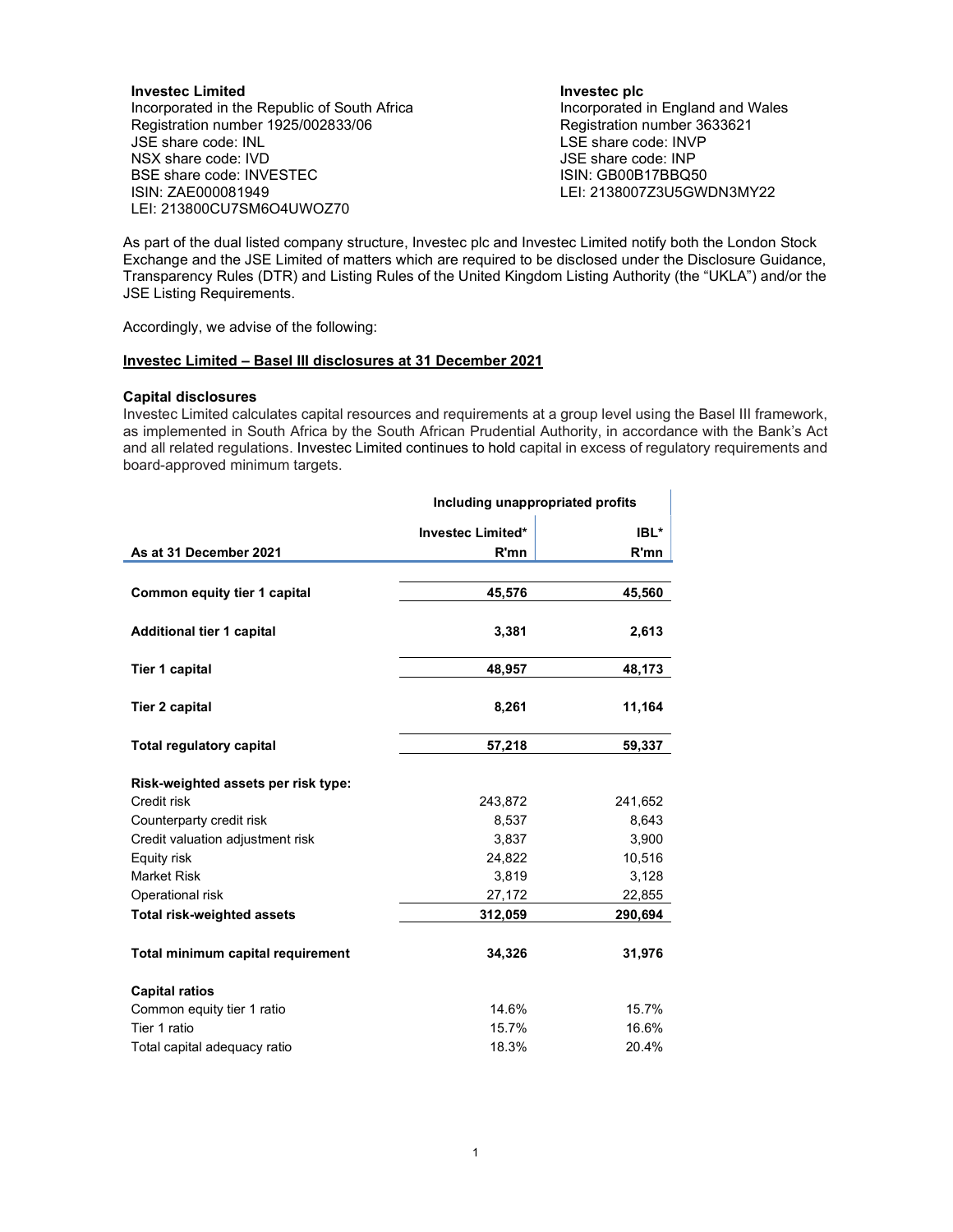**Investec Limited**
Incorporated in the Republic of South Africa
Registration number 1925/002833/06
JSE share code: INL
NSX share code: IVD
BSE share code: INVESTEC
ISIN: ZAE000081949
LEI: 213800CU7SM6O4UWOZ70

**Investec plc**
Incorporated in England and Wales
Registration number 3633621
LSE share code: INVP
JSE share code: INP
ISIN: GB00B17BBQ50
LEI: 2138007Z3U5GWDN3MY22

As part of the dual listed company structure, Investec plc and Investec Limited notify both the London Stock Exchange and the JSE Limited of matters which are required to be disclosed under the Disclosure Guidance, Transparency Rules (DTR) and Listing Rules of the United Kingdom Listing Authority (the "UKLA") and/or the JSE Listing Requirements.

Accordingly, we advise of the following:

## Investec Limited – Basel III disclosures at 31 December 2021

### Capital disclosures

Investec Limited calculates capital resources and requirements at a group level using the Basel III framework, as implemented in South Africa by the South African Prudential Authority, in accordance with the Bank's Act and all related regulations. Investec Limited continues to hold capital in excess of regulatory requirements and board-approved minimum targets.

| | Including unappropriated profits | |
|---|---|---|
| **As at 31 December 2021** | **Investec Limited\* R'mn** | **IBL\* R'mn** |
| **Common equity tier 1 capital** | **45,576** | **45,560** |
| **Additional tier 1 capital** | **3,381** | **2,613** |
| **Tier 1 capital** | **48,957** | **48,173** |
| **Tier 2 capital** | **8,261** | **11,164** |
| **Total regulatory capital** | **57,218** | **59,337** |
| **Risk-weighted assets per risk type:** | | |
| Credit risk | 243,872 | 241,652 |
| Counterparty credit risk | 8,537 | 8,643 |
| Credit valuation adjustment risk | 3,837 | 3,900 |
| Equity risk | 24,822 | 10,516 |
| Market Risk | 3,819 | 3,128 |
| Operational risk | 27,172 | 22,855 |
| **Total risk-weighted assets** | **312,059** | **290,694** |
| **Total minimum capital requirement** | **34,326** | **31,976** |
| **Capital ratios** | | |
| Common equity tier 1 ratio | 14.6% | 15.7% |
| Tier 1 ratio | 15.7% | 16.6% |
| Total capital adequacy ratio | 18.3% | 20.4% |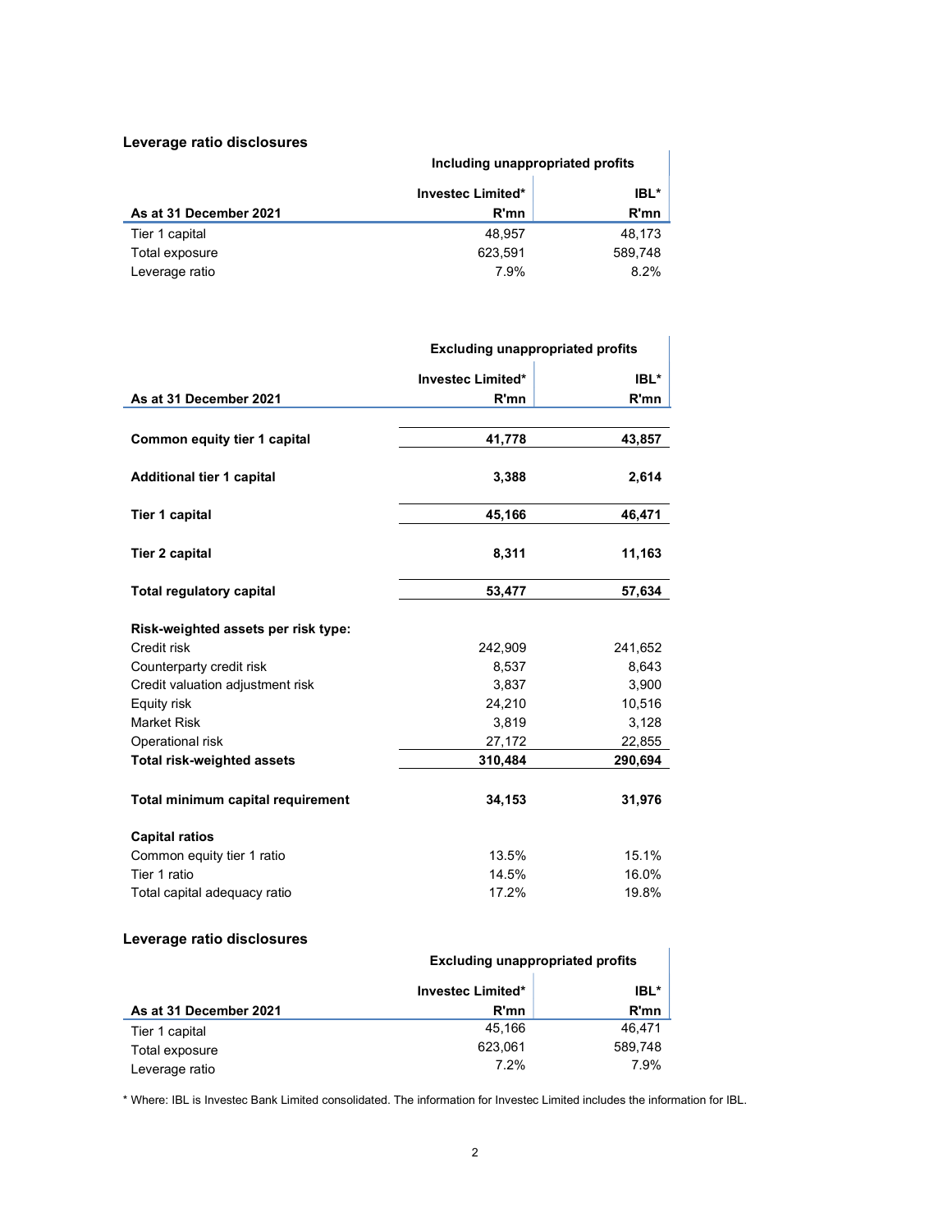## Leverage ratio disclosures

| | Including unappropriated profits | |
|---|---|---|
| **As at 31 December 2021** | **Investec Limited* R'mn** | **IBL* R'mn** |
| Tier 1 capital | 48,957 | 48,173 |
| Total exposure | 623,591 | 589,748 |
| Leverage ratio | 7.9% | 8.2% |

| | Excluding unappropriated profits | |
|---|---|---|
| **As at 31 December 2021** | **Investec Limited* R'mn** | **IBL* R'mn** |
| **Common equity tier 1 capital** | **41,778** | **43,857** |
| **Additional tier 1 capital** | **3,388** | **2,614** |
| **Tier 1 capital** | **45,166** | **46,471** |
| **Tier 2 capital** | **8,311** | **11,163** |
| **Total regulatory capital** | **53,477** | **57,634** |
| **Risk-weighted assets per risk type:** | | |
| Credit risk | 242,909 | 241,652 |
| Counterparty credit risk | 8,537 | 8,643 |
| Credit valuation adjustment risk | 3,837 | 3,900 |
| Equity risk | 24,210 | 10,516 |
| Market Risk | 3,819 | 3,128 |
| Operational risk | 27,172 | 22,855 |
| **Total risk-weighted assets** | **310,484** | **290,694** |
| **Total minimum capital requirement** | **34,153** | **31,976** |
| **Capital ratios** | | |
| Common equity tier 1 ratio | 13.5% | 15.1% |
| Tier 1 ratio | 14.5% | 16.0% |
| Total capital adequacy ratio | 17.2% | 19.8% |

## Leverage ratio disclosures

| | Excluding unappropriated profits | |
|---|---|---|
| **As at 31 December 2021** | **Investec Limited* R'mn** | **IBL* R'mn** |
| Tier 1 capital | 45,166 | 46,471 |
| Total exposure | 623,061 | 589,748 |
| Leverage ratio | 7.2% | 7.9% |

* Where: IBL is Investec Bank Limited consolidated. The information for Investec Limited includes the information for IBL.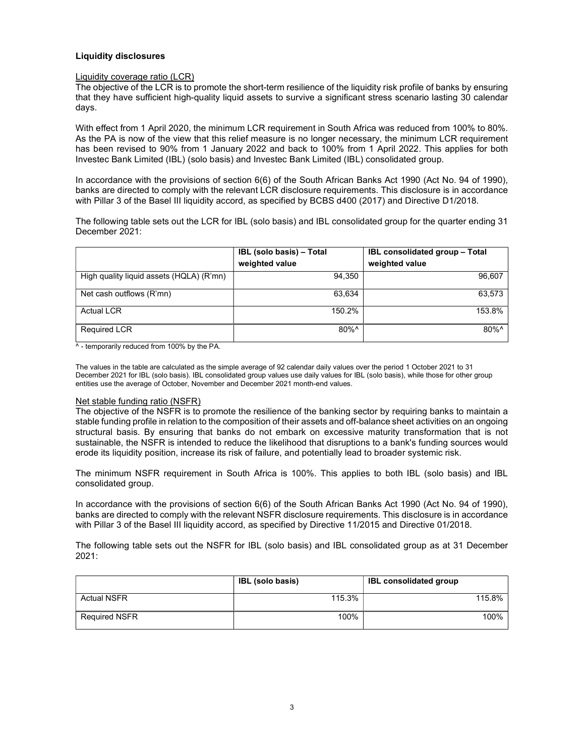**Liquidity disclosures**

Liquidity coverage ratio (LCR)

The objective of the LCR is to promote the short-term resilience of the liquidity risk profile of banks by ensuring that they have sufficient high-quality liquid assets to survive a significant stress scenario lasting 30 calendar days.

With effect from 1 April 2020, the minimum LCR requirement in South Africa was reduced from 100% to 80%. As the PA is now of the view that this relief measure is no longer necessary, the minimum LCR requirement has been revised to 90% from 1 January 2022 and back to 100% from 1 April 2022. This applies for both Investec Bank Limited (IBL) (solo basis) and Investec Bank Limited (IBL) consolidated group.

In accordance with the provisions of section 6(6) of the South African Banks Act 1990 (Act No. 94 of 1990), banks are directed to comply with the relevant LCR disclosure requirements. This disclosure is in accordance with Pillar 3 of the Basel III liquidity accord, as specified by BCBS d400 (2017) and Directive D1/2018.

The following table sets out the LCR for IBL (solo basis) and IBL consolidated group for the quarter ending 31 December 2021:

| | IBL (solo basis) – Total weighted value | IBL consolidated group – Total weighted value |
|---|---|---|
| High quality liquid assets (HQLA) (R'mn) | 94,350 | 96,607 |
| Net cash outflows (R'mn) | 63,634 | 63,573 |
| Actual LCR | 150.2% | 153.8% |
| Required LCR | 80%^ | 80%^ |

^ - temporarily reduced from 100% by the PA.

The values in the table are calculated as the simple average of 92 calendar daily values over the period 1 October 2021 to 31 December 2021 for IBL (solo basis). IBL consolidated group values use daily values for IBL (solo basis), while those for other group entities use the average of October, November and December 2021 month-end values.

Net stable funding ratio (NSFR)

The objective of the NSFR is to promote the resilience of the banking sector by requiring banks to maintain a stable funding profile in relation to the composition of their assets and off-balance sheet activities on an ongoing structural basis. By ensuring that banks do not embark on excessive maturity transformation that is not sustainable, the NSFR is intended to reduce the likelihood that disruptions to a bank's funding sources would erode its liquidity position, increase its risk of failure, and potentially lead to broader systemic risk.

The minimum NSFR requirement in South Africa is 100%. This applies to both IBL (solo basis) and IBL consolidated group.

In accordance with the provisions of section 6(6) of the South African Banks Act 1990 (Act No. 94 of 1990), banks are directed to comply with the relevant NSFR disclosure requirements. This disclosure is in accordance with Pillar 3 of the Basel III liquidity accord, as specified by Directive 11/2015 and Directive 01/2018.

The following table sets out the NSFR for IBL (solo basis) and IBL consolidated group as at 31 December 2021:

| | IBL (solo basis) | IBL consolidated group |
|---|---|---|
| Actual NSFR | 115.3% | 115.8% |
| Required NSFR | 100% | 100% |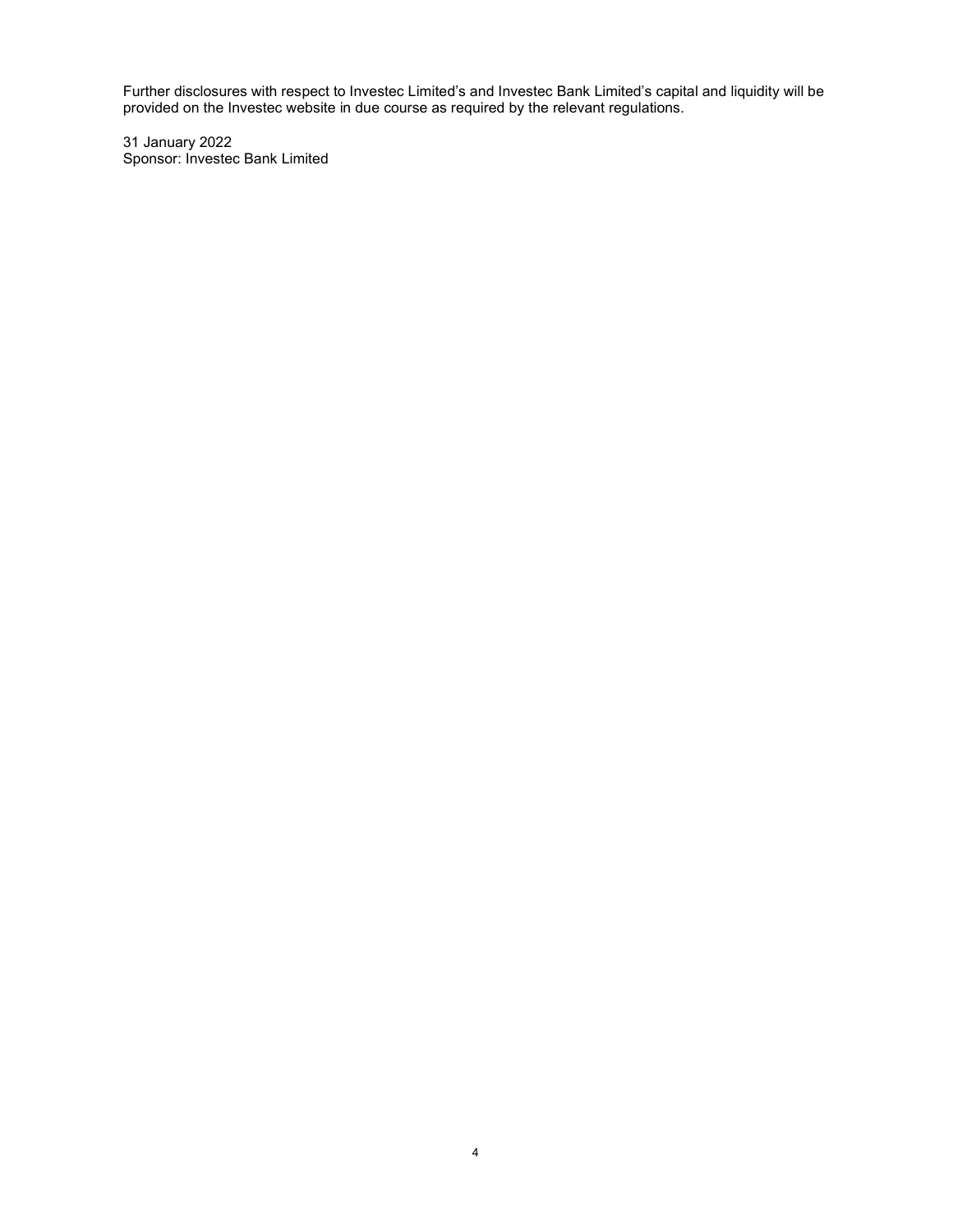Further disclosures with respect to Investec Limited's and Investec Bank Limited's capital and liquidity will be provided on the Investec website in due course as required by the relevant regulations.

31 January 2022
Sponsor: Investec Bank Limited